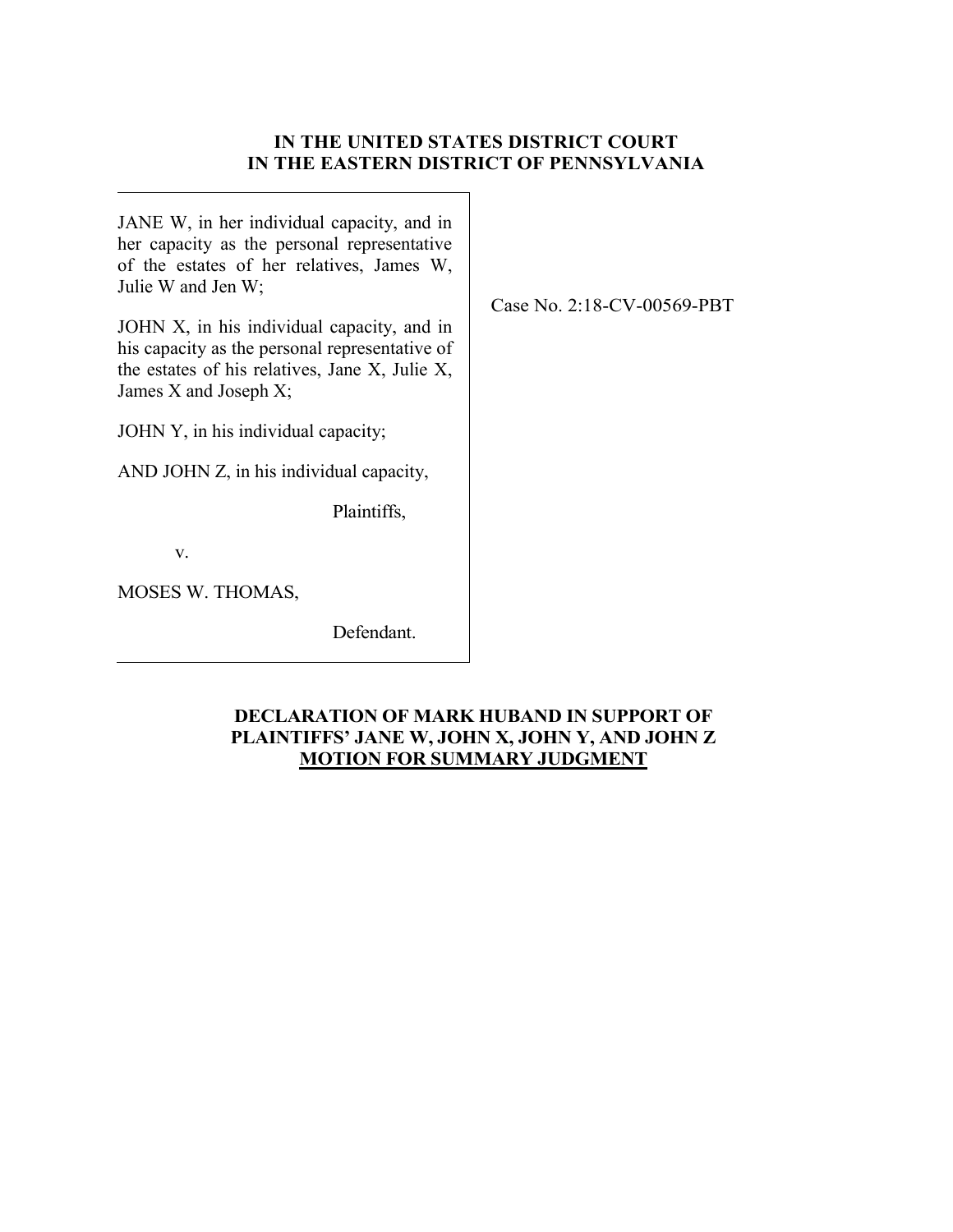**IN THE UNITED STATES DISTRICT COURT**
**IN THE EASTERN DISTRICT OF PENNSYLVANIA**

JANE W, in her individual capacity, and in her capacity as the personal representative of the estates of her relatives, James W, Julie W and Jen W;

JOHN X, in his individual capacity, and in his capacity as the personal representative of the estates of his relatives, Jane X, Julie X, James X and Joseph X;

JOHN Y, in his individual capacity;

AND JOHN Z, in his individual capacity,

Plaintiffs,

v.

MOSES W. THOMAS,

Defendant.

Case No. 2:18-CV-00569-PBT

**DECLARATION OF MARK HUBAND IN SUPPORT OF PLAINTIFFS' JANE W, JOHN X, JOHN Y, AND JOHN Z MOTION FOR SUMMARY JUDGMENT**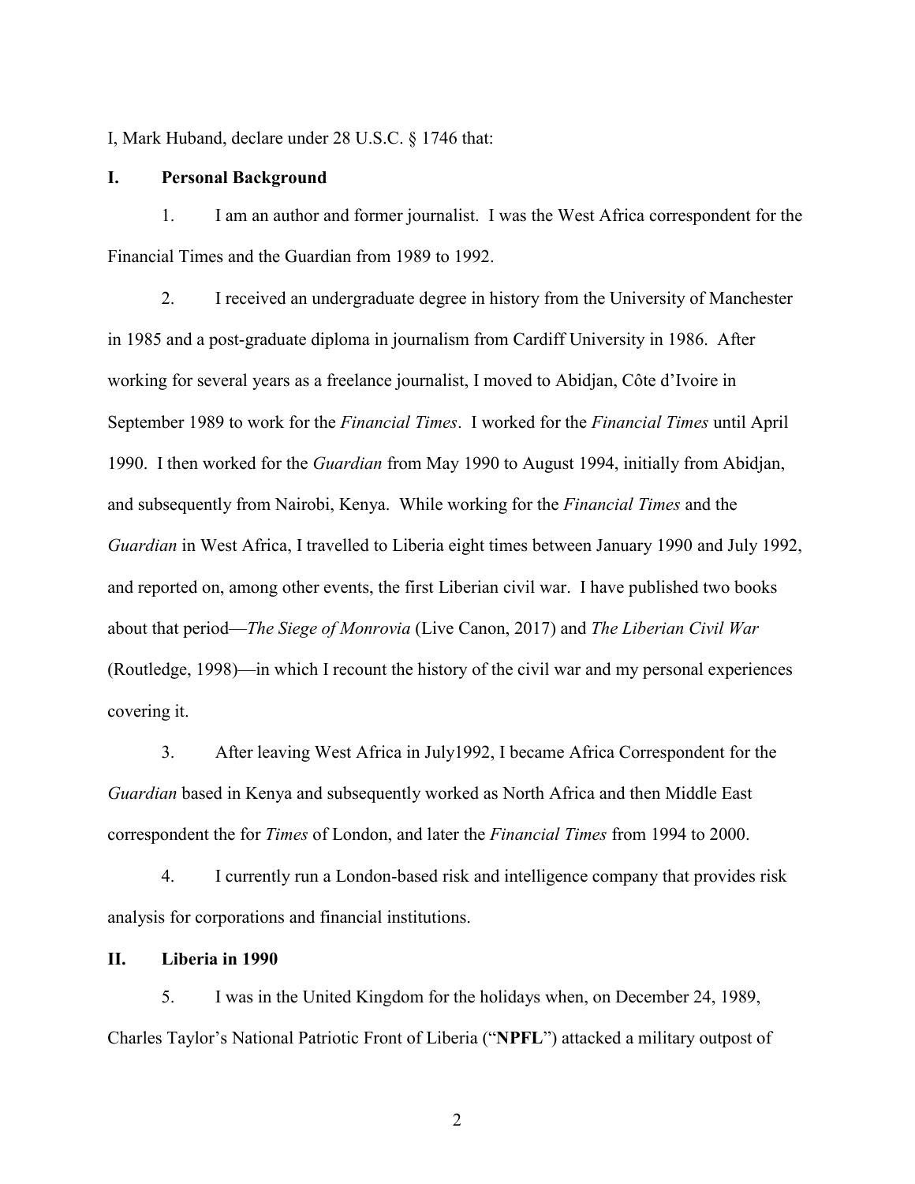I, Mark Huband, declare under 28 U.S.C. § 1746 that:

## I. Personal Background

1. I am an author and former journalist. I was the West Africa correspondent for the Financial Times and the Guardian from 1989 to 1992.

2. I received an undergraduate degree in history from the University of Manchester in 1985 and a post-graduate diploma in journalism from Cardiff University in 1986. After working for several years as a freelance journalist, I moved to Abidjan, Côte d'Ivoire in September 1989 to work for the *Financial Times*. I worked for the *Financial Times* until April 1990. I then worked for the *Guardian* from May 1990 to August 1994, initially from Abidjan, and subsequently from Nairobi, Kenya. While working for the *Financial Times* and the *Guardian* in West Africa, I travelled to Liberia eight times between January 1990 and July 1992, and reported on, among other events, the first Liberian civil war. I have published two books about that period—*The Siege of Monrovia* (Live Canon, 2017) and *The Liberian Civil War* (Routledge, 1998)—in which I recount the history of the civil war and my personal experiences covering it.

3. After leaving West Africa in July1992, I became Africa Correspondent for the *Guardian* based in Kenya and subsequently worked as North Africa and then Middle East correspondent the for *Times* of London, and later the *Financial Times* from 1994 to 2000.

4. I currently run a London-based risk and intelligence company that provides risk analysis for corporations and financial institutions.

## II. Liberia in 1990

5. I was in the United Kingdom for the holidays when, on December 24, 1989, Charles Taylor's National Patriotic Front of Liberia ("**NPFL**") attacked a military outpost of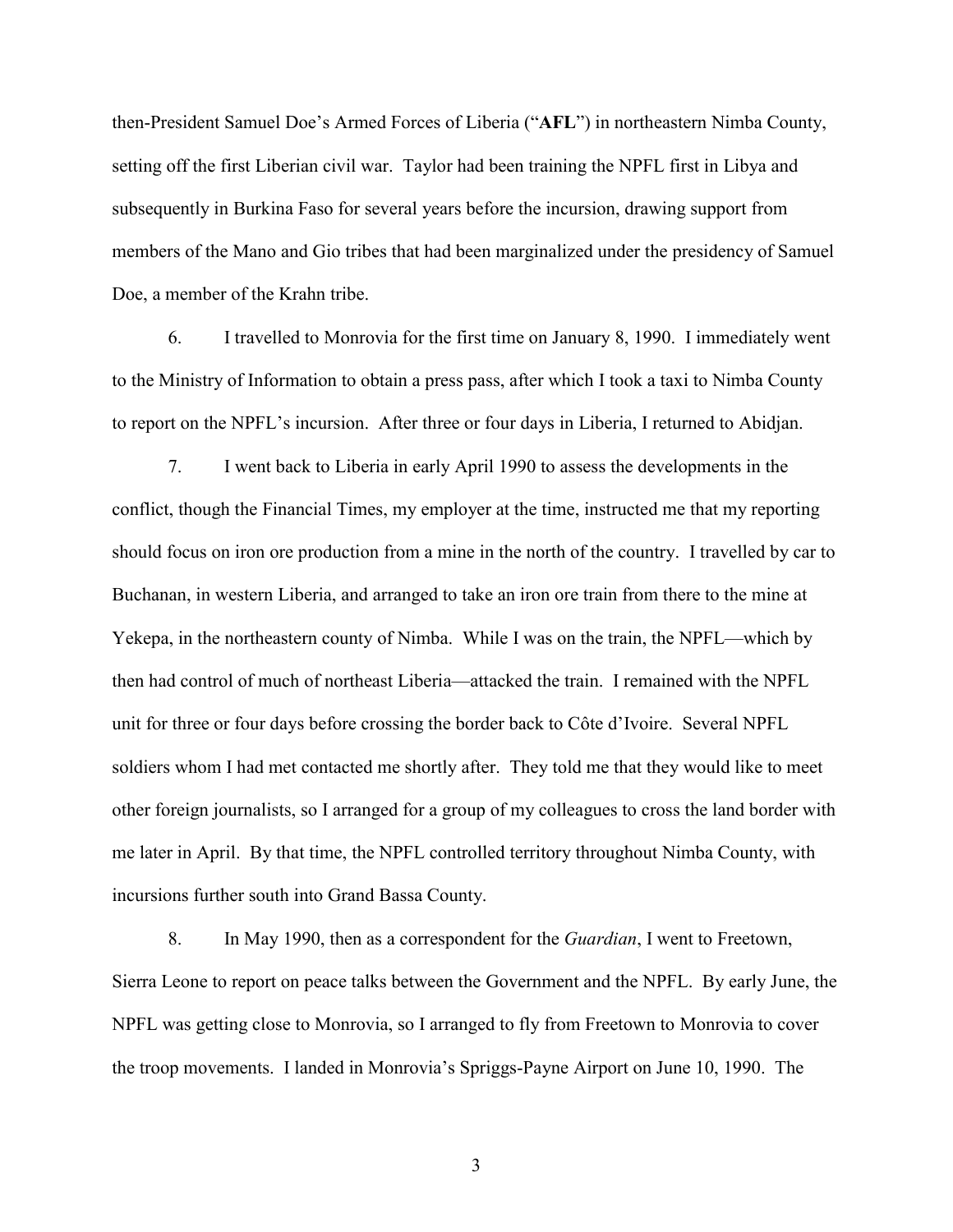then-President Samuel Doe's Armed Forces of Liberia ("**AFL**") in northeastern Nimba County, setting off the first Liberian civil war. Taylor had been training the NPFL first in Libya and subsequently in Burkina Faso for several years before the incursion, drawing support from members of the Mano and Gio tribes that had been marginalized under the presidency of Samuel Doe, a member of the Krahn tribe.

6. I travelled to Monrovia for the first time on January 8, 1990. I immediately went to the Ministry of Information to obtain a press pass, after which I took a taxi to Nimba County to report on the NPFL's incursion. After three or four days in Liberia, I returned to Abidjan.

7. I went back to Liberia in early April 1990 to assess the developments in the conflict, though the Financial Times, my employer at the time, instructed me that my reporting should focus on iron ore production from a mine in the north of the country. I travelled by car to Buchanan, in western Liberia, and arranged to take an iron ore train from there to the mine at Yekepa, in the northeastern county of Nimba. While I was on the train, the NPFL—which by then had control of much of northeast Liberia—attacked the train. I remained with the NPFL unit for three or four days before crossing the border back to Côte d'Ivoire. Several NPFL soldiers whom I had met contacted me shortly after. They told me that they would like to meet other foreign journalists, so I arranged for a group of my colleagues to cross the land border with me later in April. By that time, the NPFL controlled territory throughout Nimba County, with incursions further south into Grand Bassa County.

8. In May 1990, then as a correspondent for the *Guardian*, I went to Freetown, Sierra Leone to report on peace talks between the Government and the NPFL. By early June, the NPFL was getting close to Monrovia, so I arranged to fly from Freetown to Monrovia to cover the troop movements. I landed in Monrovia's Spriggs-Payne Airport on June 10, 1990. The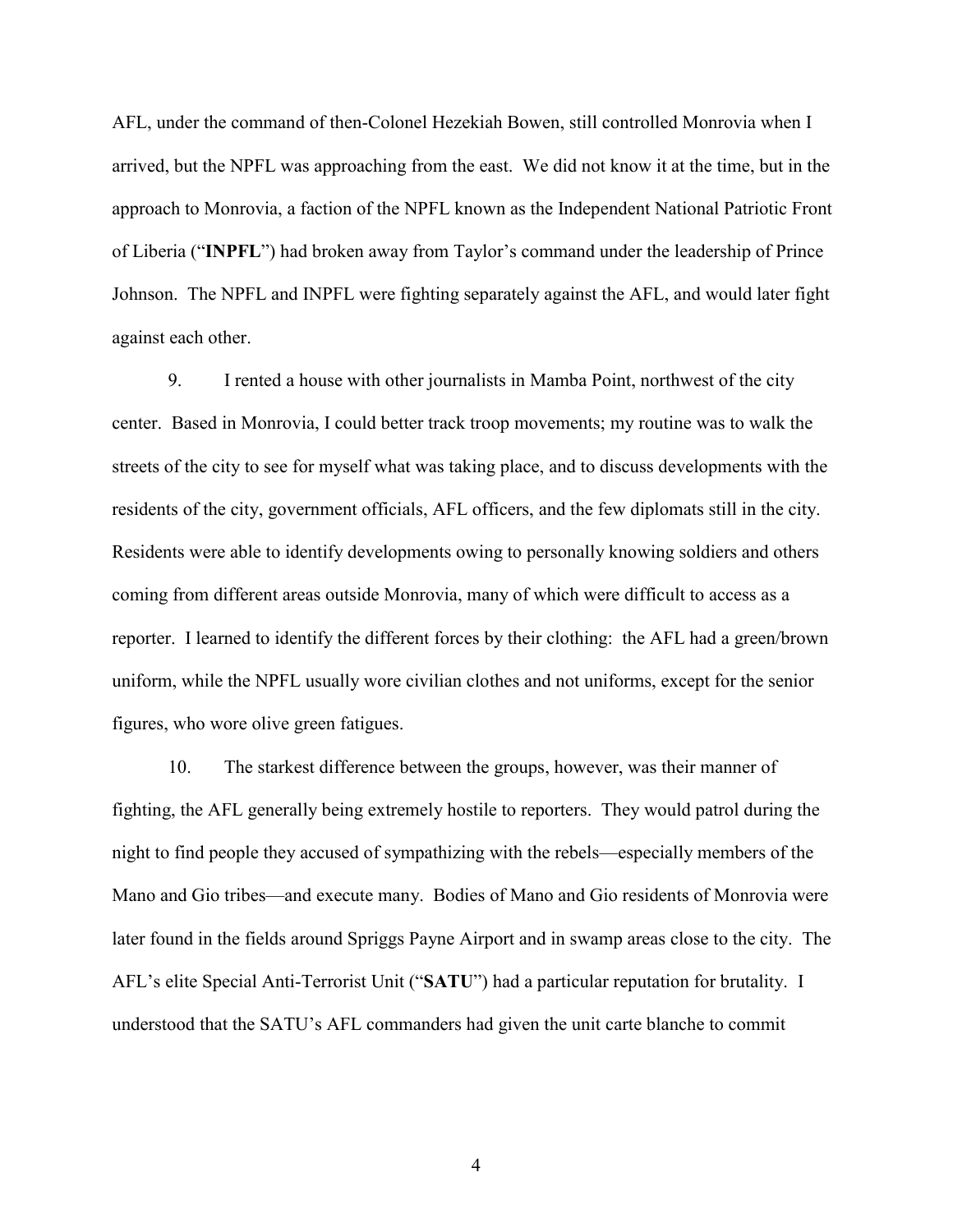AFL, under the command of then-Colonel Hezekiah Bowen, still controlled Monrovia when I arrived, but the NPFL was approaching from the east. We did not know it at the time, but in the approach to Monrovia, a faction of the NPFL known as the Independent National Patriotic Front of Liberia ("**INPFL**") had broken away from Taylor's command under the leadership of Prince Johnson. The NPFL and INPFL were fighting separately against the AFL, and would later fight against each other.

9. I rented a house with other journalists in Mamba Point, northwest of the city center. Based in Monrovia, I could better track troop movements; my routine was to walk the streets of the city to see for myself what was taking place, and to discuss developments with the residents of the city, government officials, AFL officers, and the few diplomats still in the city. Residents were able to identify developments owing to personally knowing soldiers and others coming from different areas outside Monrovia, many of which were difficult to access as a reporter. I learned to identify the different forces by their clothing: the AFL had a green/brown uniform, while the NPFL usually wore civilian clothes and not uniforms, except for the senior figures, who wore olive green fatigues.

10. The starkest difference between the groups, however, was their manner of fighting, the AFL generally being extremely hostile to reporters. They would patrol during the night to find people they accused of sympathizing with the rebels—especially members of the Mano and Gio tribes—and execute many. Bodies of Mano and Gio residents of Monrovia were later found in the fields around Spriggs Payne Airport and in swamp areas close to the city. The AFL's elite Special Anti-Terrorist Unit ("**SATU**") had a particular reputation for brutality. I understood that the SATU's AFL commanders had given the unit carte blanche to commit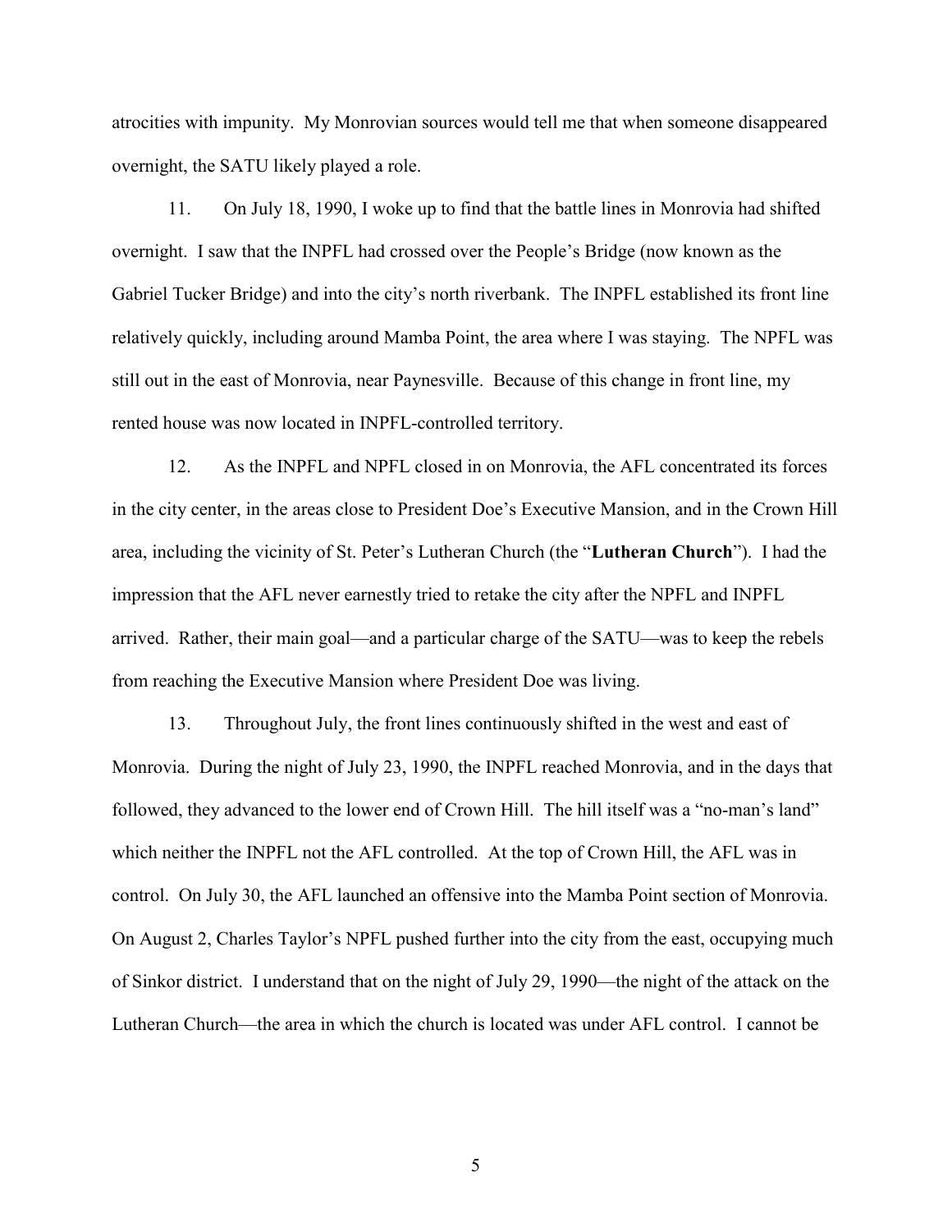atrocities with impunity. My Monrovian sources would tell me that when someone disappeared overnight, the SATU likely played a role.

11. On July 18, 1990, I woke up to find that the battle lines in Monrovia had shifted overnight. I saw that the INPFL had crossed over the People's Bridge (now known as the Gabriel Tucker Bridge) and into the city's north riverbank. The INPFL established its front line relatively quickly, including around Mamba Point, the area where I was staying. The NPFL was still out in the east of Monrovia, near Paynesville. Because of this change in front line, my rented house was now located in INPFL-controlled territory.

12. As the INPFL and NPFL closed in on Monrovia, the AFL concentrated its forces in the city center, in the areas close to President Doe's Executive Mansion, and in the Crown Hill area, including the vicinity of St. Peter's Lutheran Church (the "**Lutheran Church**"). I had the impression that the AFL never earnestly tried to retake the city after the NPFL and INPFL arrived. Rather, their main goal—and a particular charge of the SATU—was to keep the rebels from reaching the Executive Mansion where President Doe was living.

13. Throughout July, the front lines continuously shifted in the west and east of Monrovia. During the night of July 23, 1990, the INPFL reached Monrovia, and in the days that followed, they advanced to the lower end of Crown Hill. The hill itself was a "no-man's land" which neither the INPFL not the AFL controlled. At the top of Crown Hill, the AFL was in control. On July 30, the AFL launched an offensive into the Mamba Point section of Monrovia. On August 2, Charles Taylor's NPFL pushed further into the city from the east, occupying much of Sinkor district. I understand that on the night of July 29, 1990—the night of the attack on the Lutheran Church—the area in which the church is located was under AFL control. I cannot be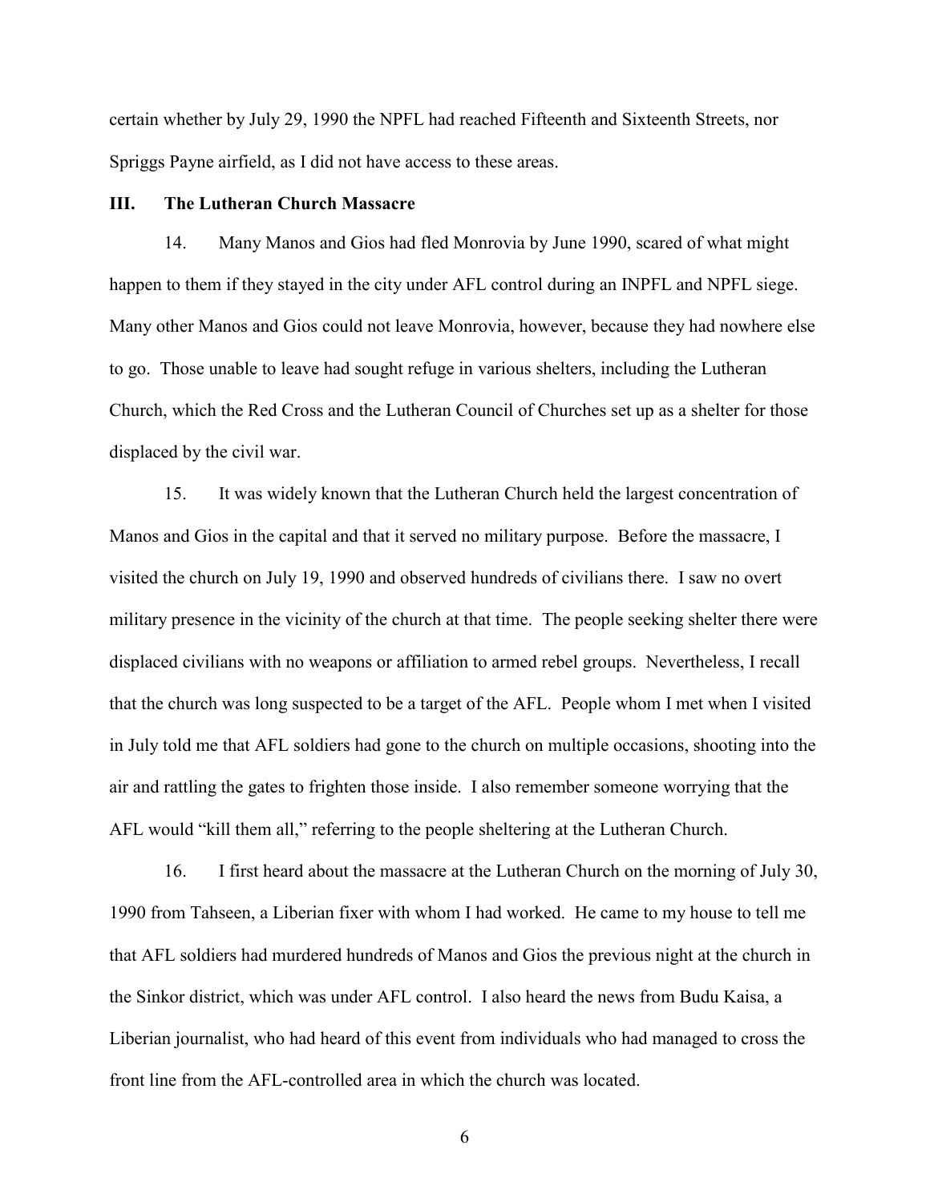certain whether by July 29, 1990 the NPFL had reached Fifteenth and Sixteenth Streets, nor Spriggs Payne airfield, as I did not have access to these areas.

## III. The Lutheran Church Massacre

14. Many Manos and Gios had fled Monrovia by June 1990, scared of what might happen to them if they stayed in the city under AFL control during an INPFL and NPFL siege. Many other Manos and Gios could not leave Monrovia, however, because they had nowhere else to go. Those unable to leave had sought refuge in various shelters, including the Lutheran Church, which the Red Cross and the Lutheran Council of Churches set up as a shelter for those displaced by the civil war.

15. It was widely known that the Lutheran Church held the largest concentration of Manos and Gios in the capital and that it served no military purpose. Before the massacre, I visited the church on July 19, 1990 and observed hundreds of civilians there. I saw no overt military presence in the vicinity of the church at that time. The people seeking shelter there were displaced civilians with no weapons or affiliation to armed rebel groups. Nevertheless, I recall that the church was long suspected to be a target of the AFL. People whom I met when I visited in July told me that AFL soldiers had gone to the church on multiple occasions, shooting into the air and rattling the gates to frighten those inside. I also remember someone worrying that the AFL would "kill them all," referring to the people sheltering at the Lutheran Church.

16. I first heard about the massacre at the Lutheran Church on the morning of July 30, 1990 from Tahseen, a Liberian fixer with whom I had worked. He came to my house to tell me that AFL soldiers had murdered hundreds of Manos and Gios the previous night at the church in the Sinkor district, which was under AFL control. I also heard the news from Budu Kaisa, a Liberian journalist, who had heard of this event from individuals who had managed to cross the front line from the AFL-controlled area in which the church was located.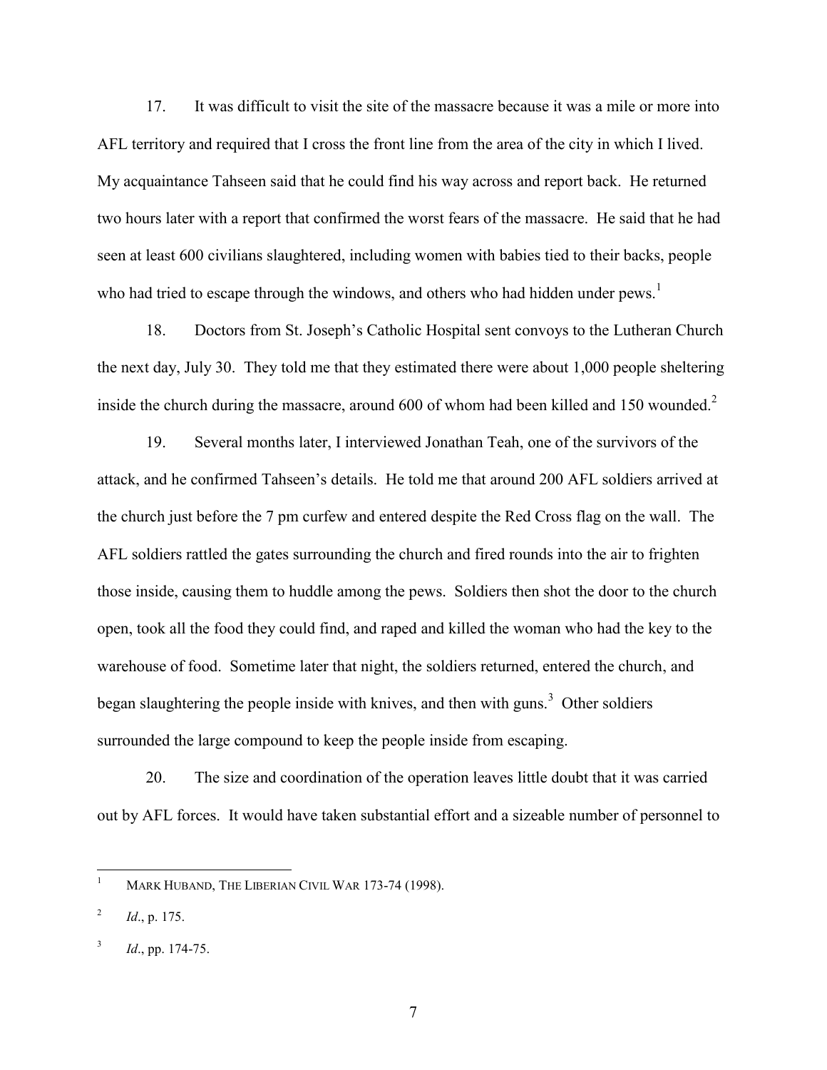17. It was difficult to visit the site of the massacre because it was a mile or more into AFL territory and required that I cross the front line from the area of the city in which I lived. My acquaintance Tahseen said that he could find his way across and report back. He returned two hours later with a report that confirmed the worst fears of the massacre. He said that he had seen at least 600 civilians slaughtered, including women with babies tied to their backs, people who had tried to escape through the windows, and others who had hidden under pews.[1]

18. Doctors from St. Joseph's Catholic Hospital sent convoys to the Lutheran Church the next day, July 30. They told me that they estimated there were about 1,000 people sheltering inside the church during the massacre, around 600 of whom had been killed and 150 wounded.[2]

19. Several months later, I interviewed Jonathan Teah, one of the survivors of the attack, and he confirmed Tahseen's details. He told me that around 200 AFL soldiers arrived at the church just before the 7 pm curfew and entered despite the Red Cross flag on the wall. The AFL soldiers rattled the gates surrounding the church and fired rounds into the air to frighten those inside, causing them to huddle among the pews. Soldiers then shot the door to the church open, took all the food they could find, and raped and killed the woman who had the key to the warehouse of food. Sometime later that night, the soldiers returned, entered the church, and began slaughtering the people inside with knives, and then with guns.[3] Other soldiers surrounded the large compound to keep the people inside from escaping.

20. The size and coordination of the operation leaves little doubt that it was carried out by AFL forces. It would have taken substantial effort and a sizeable number of personnel to

---

[1] MARK HUBAND, THE LIBERIAN CIVIL WAR 173-74 (1998).

[2] *Id*., p. 175.

[3] *Id*., pp. 174-75.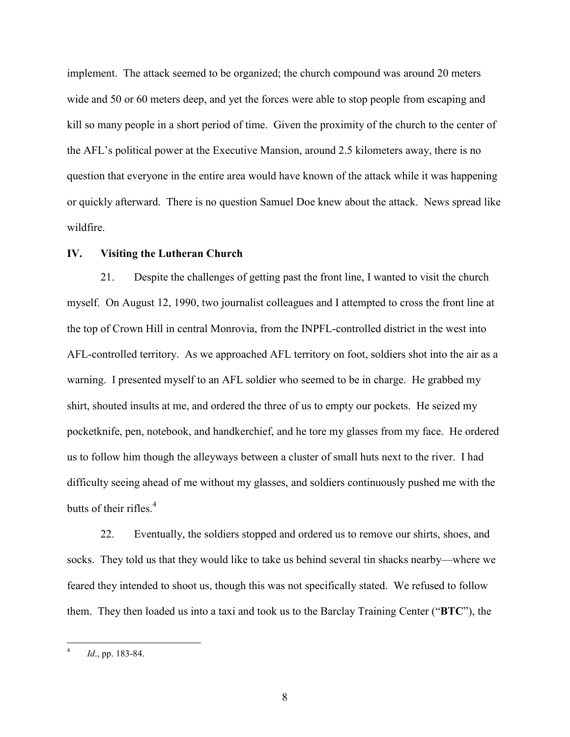implement. The attack seemed to be organized; the church compound was around 20 meters wide and 50 or 60 meters deep, and yet the forces were able to stop people from escaping and kill so many people in a short period of time. Given the proximity of the church to the center of the AFL's political power at the Executive Mansion, around 2.5 kilometers away, there is no question that everyone in the entire area would have known of the attack while it was happening or quickly afterward. There is no question Samuel Doe knew about the attack. News spread like wildfire.

## IV. Visiting the Lutheran Church

21. Despite the challenges of getting past the front line, I wanted to visit the church myself. On August 12, 1990, two journalist colleagues and I attempted to cross the front line at the top of Crown Hill in central Monrovia, from the INPFL-controlled district in the west into AFL-controlled territory. As we approached AFL territory on foot, soldiers shot into the air as a warning. I presented myself to an AFL soldier who seemed to be in charge. He grabbed my shirt, shouted insults at me, and ordered the three of us to empty our pockets. He seized my pocketknife, pen, notebook, and handkerchief, and he tore my glasses from my face. He ordered us to follow him though the alleyways between a cluster of small huts next to the river. I had difficulty seeing ahead of me without my glasses, and soldiers continuously pushed me with the butts of their rifles.[4]

22. Eventually, the soldiers stopped and ordered us to remove our shirts, shoes, and socks. They told us that they would like to take us behind several tin shacks nearby—where we feared they intended to shoot us, though this was not specifically stated. We refused to follow them. They then loaded us into a taxi and took us to the Barclay Training Center ("**BTC**"), the

---

[4] *Id*., pp. 183-84.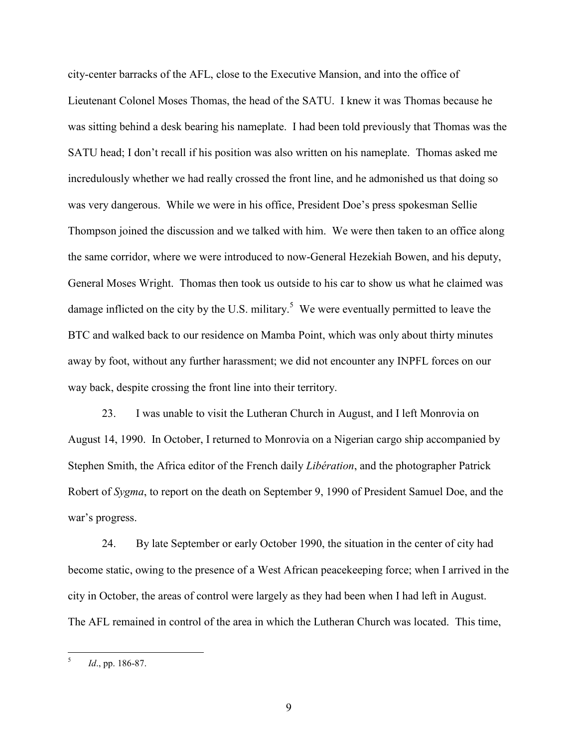city-center barracks of the AFL, close to the Executive Mansion, and into the office of Lieutenant Colonel Moses Thomas, the head of the SATU. I knew it was Thomas because he was sitting behind a desk bearing his nameplate. I had been told previously that Thomas was the SATU head; I don't recall if his position was also written on his nameplate. Thomas asked me incredulously whether we had really crossed the front line, and he admonished us that doing so was very dangerous. While we were in his office, President Doe's press spokesman Sellie Thompson joined the discussion and we talked with him. We were then taken to an office along the same corridor, where we were introduced to now-General Hezekiah Bowen, and his deputy, General Moses Wright. Thomas then took us outside to his car to show us what he claimed was damage inflicted on the city by the U.S. military.[5] We were eventually permitted to leave the BTC and walked back to our residence on Mamba Point, which was only about thirty minutes away by foot, without any further harassment; we did not encounter any INPFL forces on our way back, despite crossing the front line into their territory.

23. I was unable to visit the Lutheran Church in August, and I left Monrovia on August 14, 1990. In October, I returned to Monrovia on a Nigerian cargo ship accompanied by Stephen Smith, the Africa editor of the French daily *Libération*, and the photographer Patrick Robert of *Sygma*, to report on the death on September 9, 1990 of President Samuel Doe, and the war's progress.

24. By late September or early October 1990, the situation in the center of city had become static, owing to the presence of a West African peacekeeping force; when I arrived in the city in October, the areas of control were largely as they had been when I had left in August. The AFL remained in control of the area in which the Lutheran Church was located. This time,

---

[5] *Id*., pp. 186-87.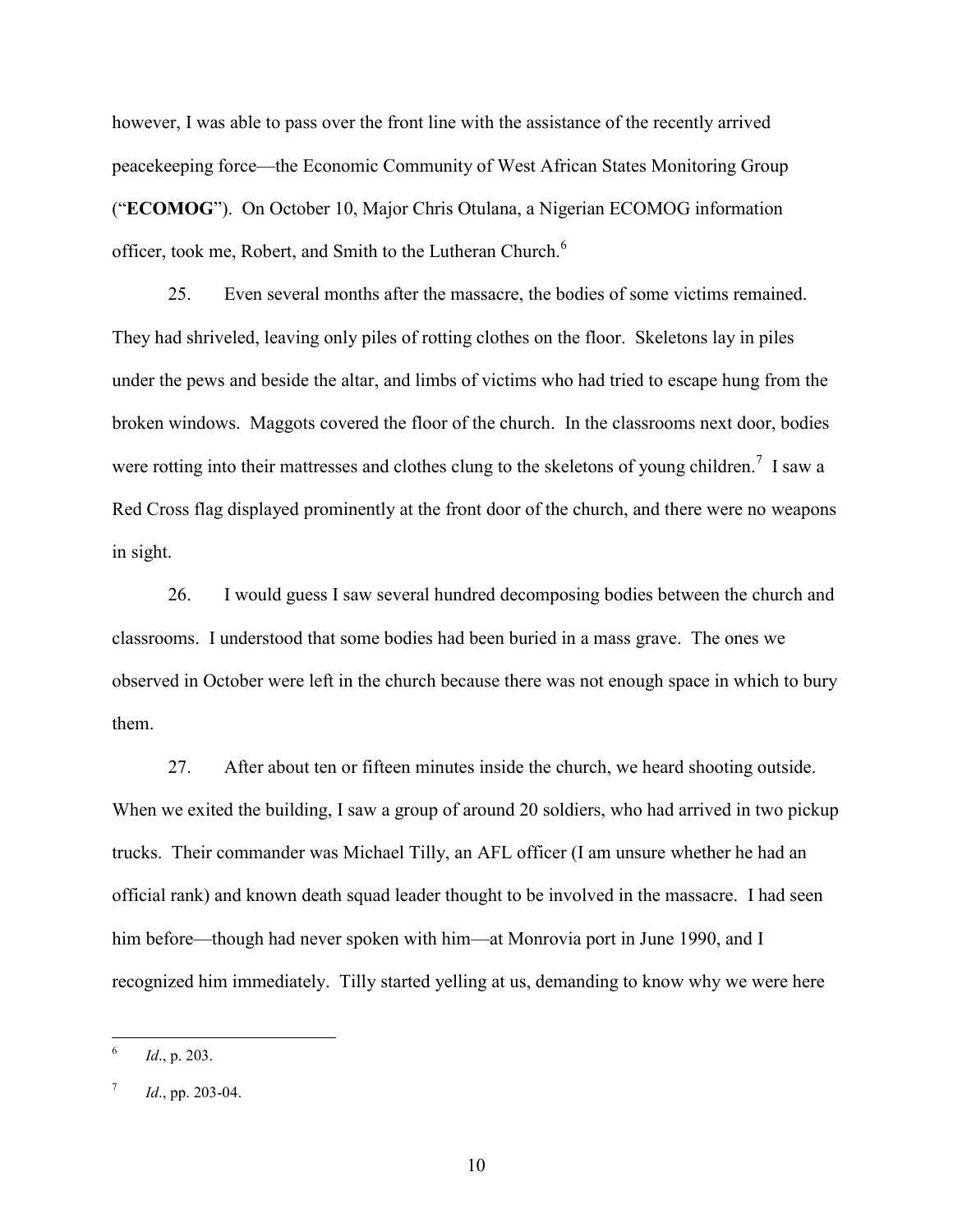however, I was able to pass over the front line with the assistance of the recently arrived peacekeeping force—the Economic Community of West African States Monitoring Group ("**ECOMOG**"). On October 10, Major Chris Otulana, a Nigerian ECOMOG information officer, took me, Robert, and Smith to the Lutheran Church.[6]

25. Even several months after the massacre, the bodies of some victims remained. They had shriveled, leaving only piles of rotting clothes on the floor. Skeletons lay in piles under the pews and beside the altar, and limbs of victims who had tried to escape hung from the broken windows. Maggots covered the floor of the church. In the classrooms next door, bodies were rotting into their mattresses and clothes clung to the skeletons of young children.[7] I saw a Red Cross flag displayed prominently at the front door of the church, and there were no weapons in sight.

26. I would guess I saw several hundred decomposing bodies between the church and classrooms. I understood that some bodies had been buried in a mass grave. The ones we observed in October were left in the church because there was not enough space in which to bury them.

27. After about ten or fifteen minutes inside the church, we heard shooting outside. When we exited the building, I saw a group of around 20 soldiers, who had arrived in two pickup trucks. Their commander was Michael Tilly, an AFL officer (I am unsure whether he had an official rank) and known death squad leader thought to be involved in the massacre. I had seen him before—though had never spoken with him—at Monrovia port in June 1990, and I recognized him immediately. Tilly started yelling at us, demanding to know why we were here

---

[6] *Id*., p. 203.

[7] *Id*., pp. 203-04.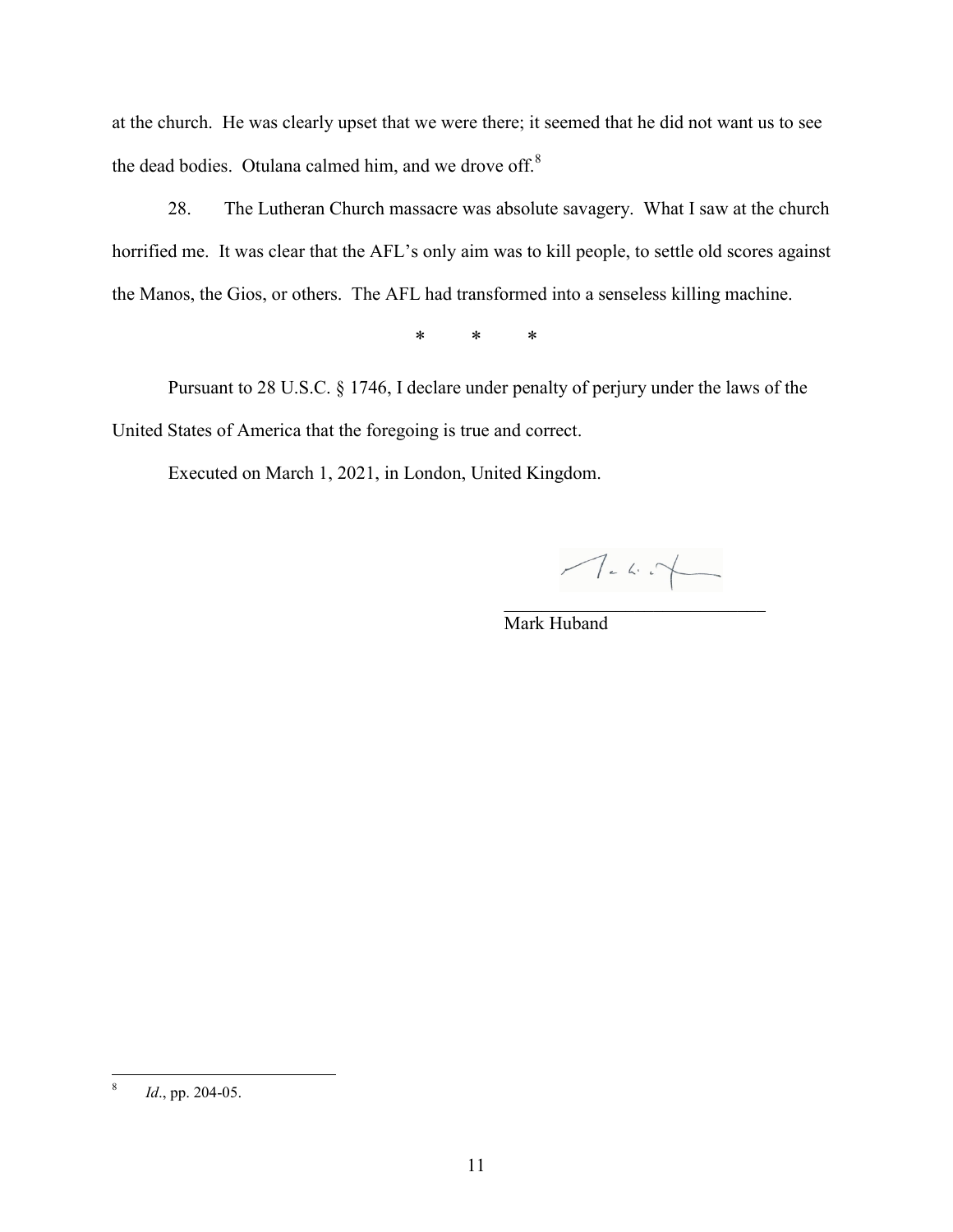at the church. He was clearly upset that we were there; it seemed that he did not want us to see the dead bodies. Otulana calmed him, and we drove off.[8]

28. The Lutheran Church massacre was absolute savagery. What I saw at the church horrified me. It was clear that the AFL's only aim was to kill people, to settle old scores against the Manos, the Gios, or others. The AFL had transformed into a senseless killing machine.

\* \* \*

Pursuant to 28 U.S.C. § 1746, I declare under penalty of perjury under the laws of the United States of America that the foregoing is true and correct.

Executed on March 1, 2021, in London, United Kingdom.

Mark Huband

---

[8] *Id*., pp. 204-05.